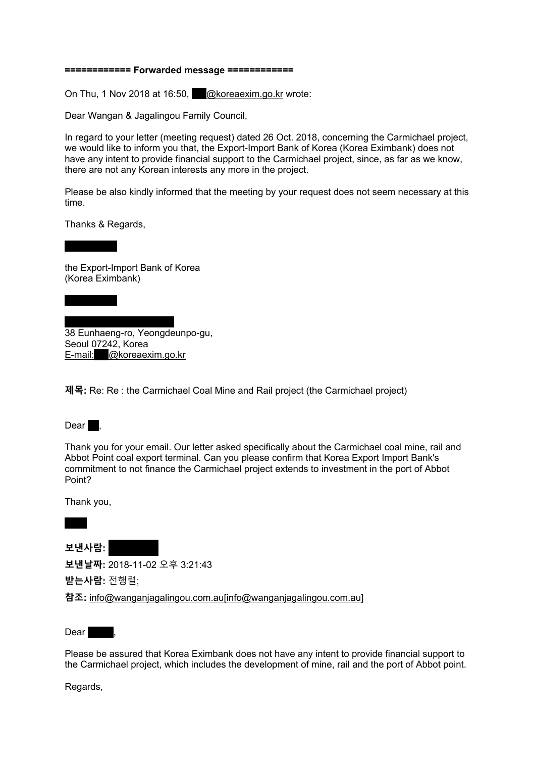**============ Forwarded message ============**

On Thu, 1 Nov 2018 at 16:50, @koreaexim.go.kr wrote:

Dear Wangan & Jagalingou Family Council,

In regard to your letter (meeting request) dated 26 Oct. 2018, concerning the Carmichael project, we would like to inform you that, the Export-Import Bank of Korea (Korea Eximbank) does not have any intent to provide financial support to the Carmichael project, since, as far as we know, there are not any Korean interests any more in the project.

Please be also kindly informed that the meeting by your request does not seem necessary at this time.

Thanks & Regards,

the Export-Import Bank of Korea
(Korea Eximbank)

38 Eunhaeng-ro, Yeongdeunpo-gu,
Seoul 07242, Korea
E-mail: @koreaexim.go.kr

**제목:** Re: Re : the Carmichael Coal Mine and Rail project (the Carmichael project)

Dear ,

Thank you for your email. Our letter asked specifically about the Carmichael coal mine, rail and Abbot Point coal export terminal. Can you please confirm that Korea Export Import Bank's commitment to not finance the Carmichael project extends to investment in the port of Abbot Point?

Thank you,

**보낸사람:**

**보낸날짜:** 2018-11-02 오후 3:21:43

**받는사람:** 전행렬;

**참조:** info@wanganjagalingou.com.au[info@wanganjagalingou.com.au]

Dear ,

Please be assured that Korea Eximbank does not have any intent to provide financial support to the Carmichael project, which includes the development of mine, rail and the port of Abbot point.

Regards,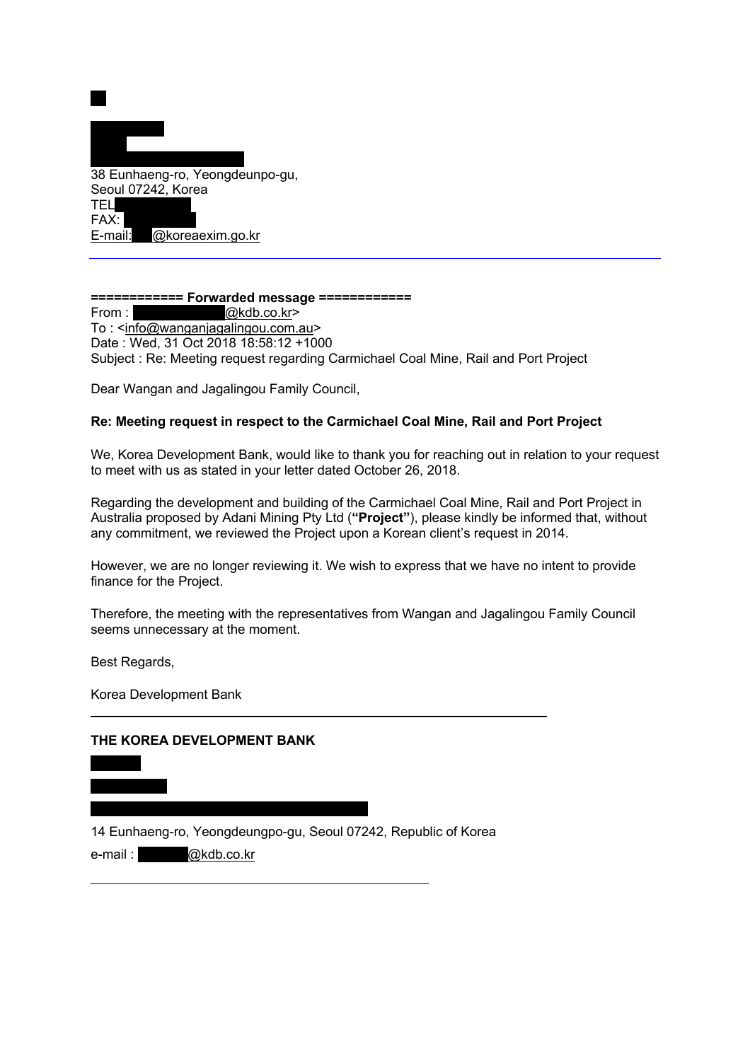38 Eunhaeng-ro, Yeongdeunpo-gu,
Seoul 07242, Korea
TEL
FAX:
E-mail: @koreaexim.go.kr

---

**============ Forwarded message ============**
From : @kdb.co.kr>
To : <info@wanganjagalingou.com.au>
Date : Wed, 31 Oct 2018 18:58:12 +1000
Subject : Re: Meeting request regarding Carmichael Coal Mine, Rail and Port Project

Dear Wangan and Jagalingou Family Council,

**Re: Meeting request in respect to the Carmichael Coal Mine, Rail and Port Project**

We, Korea Development Bank, would like to thank you for reaching out in relation to your request to meet with us as stated in your letter dated October 26, 2018.

Regarding the development and building of the Carmichael Coal Mine, Rail and Port Project in Australia proposed by Adani Mining Pty Ltd (**"Project"**), please kindly be informed that, without any commitment, we reviewed the Project upon a Korean client's request in 2014.

However, we are no longer reviewing it. We wish to express that we have no intent to provide finance for the Project.

Therefore, the meeting with the representatives from Wangan and Jagalingou Family Council seems unnecessary at the moment.

Best Regards,

Korea Development Bank

---

**THE KOREA DEVELOPMENT BANK**

14 Eunhaeng-ro, Yeongdeungpo-gu, Seoul 07242, Republic of Korea

e-mail : @kdb.co.kr

---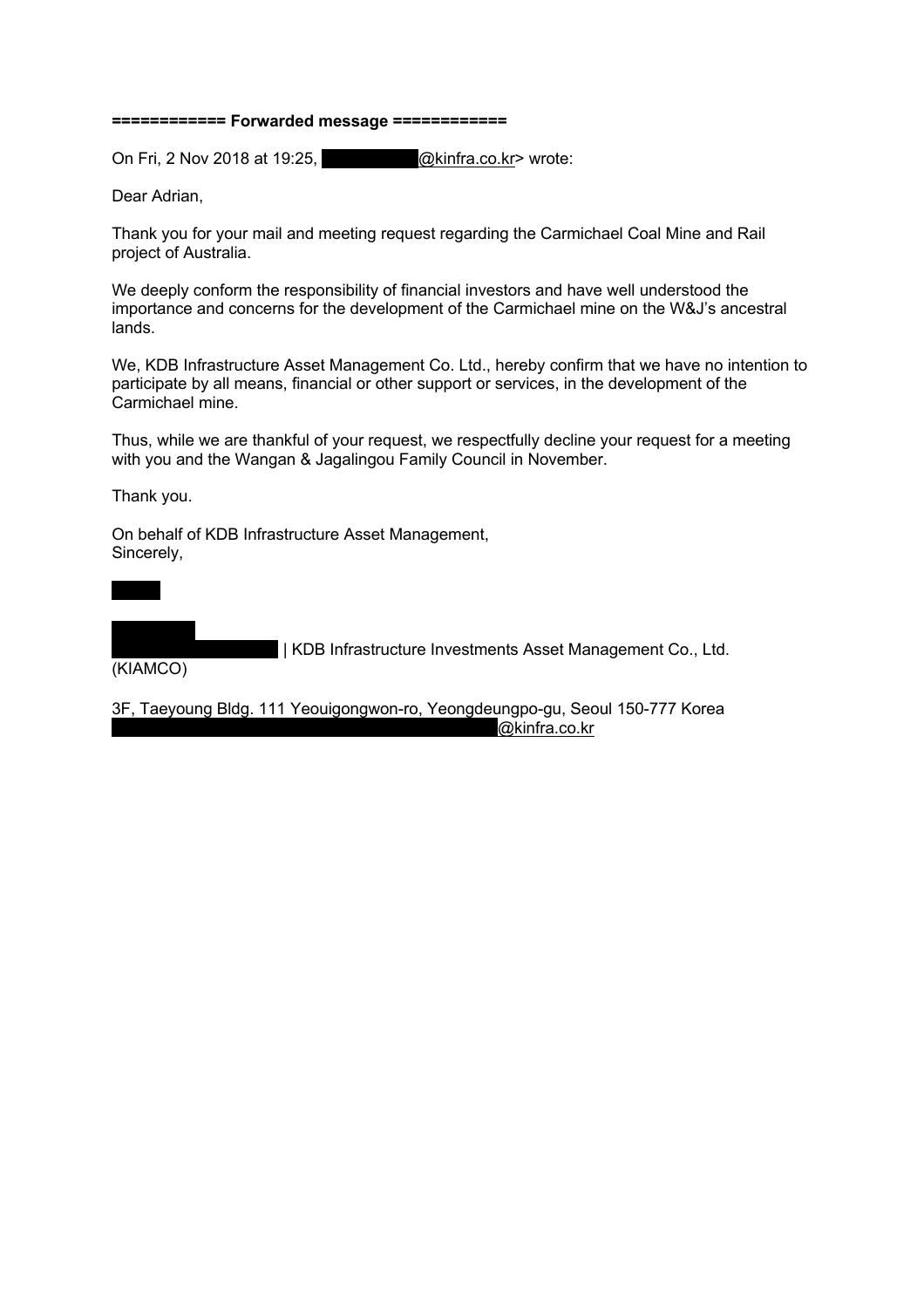**============ Forwarded message ============**

On Fri, 2 Nov 2018 at 19:25, @kinfra.co.kr> wrote:

Dear Adrian,

Thank you for your mail and meeting request regarding the Carmichael Coal Mine and Rail project of Australia.

We deeply conform the responsibility of financial investors and have well understood the importance and concerns for the development of the Carmichael mine on the W&J's ancestral lands.

We, KDB Infrastructure Asset Management Co. Ltd., hereby confirm that we have no intention to participate by all means, financial or other support or services, in the development of the Carmichael mine.

Thus, while we are thankful of your request, we respectfully decline your request for a meeting with you and the Wangan & Jagalingou Family Council in November.

Thank you.

On behalf of KDB Infrastructure Asset Management,
Sincerely,

| KDB Infrastructure Investments Asset Management Co., Ltd. (KIAMCO)

3F, Taeyoung Bldg. 111 Yeouigongwon-ro, Yeongdeungpo-gu, Seoul 150-777 Korea
@kinfra.co.kr